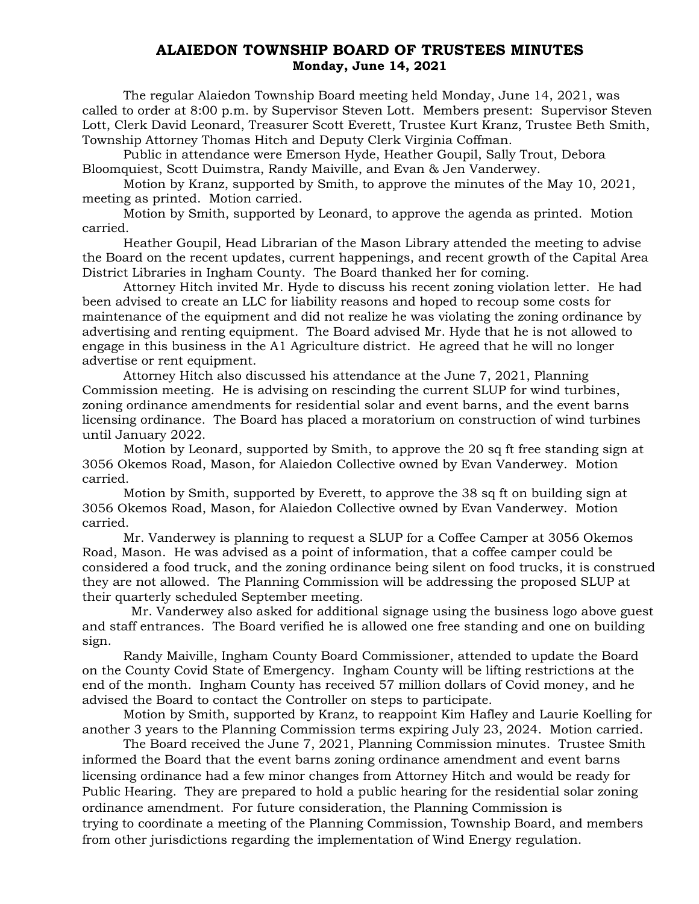# ALAIEDON TOWNSHIP BOARD OF TRUSTEES MINUTES

**Monday, June 14, 2021**

The regular Alaiedon Township Board meeting held Monday, June 14, 2021, was called to order at 8:00 p.m. by Supervisor Steven Lott. Members present: Supervisor Steven Lott, Clerk David Leonard, Treasurer Scott Everett, Trustee Kurt Kranz, Trustee Beth Smith, Township Attorney Thomas Hitch and Deputy Clerk Virginia Coffman.

Public in attendance were Emerson Hyde, Heather Goupil, Sally Trout, Debora Bloomquiest, Scott Duimstra, Randy Maiville, and Evan & Jen Vanderwey.

Motion by Kranz, supported by Smith, to approve the minutes of the May 10, 2021, meeting as printed. Motion carried.

Motion by Smith, supported by Leonard, to approve the agenda as printed. Motion carried.

Heather Goupil, Head Librarian of the Mason Library attended the meeting to advise the Board on the recent updates, current happenings, and recent growth of the Capital Area District Libraries in Ingham County. The Board thanked her for coming.

Attorney Hitch invited Mr. Hyde to discuss his recent zoning violation letter. He had been advised to create an LLC for liability reasons and hoped to recoup some costs for maintenance of the equipment and did not realize he was violating the zoning ordinance by advertising and renting equipment. The Board advised Mr. Hyde that he is not allowed to engage in this business in the A1 Agriculture district. He agreed that he will no longer advertise or rent equipment.

Attorney Hitch also discussed his attendance at the June 7, 2021, Planning Commission meeting. He is advising on rescinding the current SLUP for wind turbines, zoning ordinance amendments for residential solar and event barns, and the event barns licensing ordinance. The Board has placed a moratorium on construction of wind turbines until January 2022.

Motion by Leonard, supported by Smith, to approve the 20 sq ft free standing sign at 3056 Okemos Road, Mason, for Alaiedon Collective owned by Evan Vanderwey. Motion carried.

Motion by Smith, supported by Everett, to approve the 38 sq ft on building sign at 3056 Okemos Road, Mason, for Alaiedon Collective owned by Evan Vanderwey. Motion carried.

Mr. Vanderwey is planning to request a SLUP for a Coffee Camper at 3056 Okemos Road, Mason. He was advised as a point of information, that a coffee camper could be considered a food truck, and the zoning ordinance being silent on food trucks, it is construed they are not allowed. The Planning Commission will be addressing the proposed SLUP at their quarterly scheduled September meeting.

Mr. Vanderwey also asked for additional signage using the business logo above guest and staff entrances. The Board verified he is allowed one free standing and one on building sign.

Randy Maiville, Ingham County Board Commissioner, attended to update the Board on the County Covid State of Emergency. Ingham County will be lifting restrictions at the end of the month. Ingham County has received 57 million dollars of Covid money, and he advised the Board to contact the Controller on steps to participate.

Motion by Smith, supported by Kranz, to reappoint Kim Hafley and Laurie Koelling for another 3 years to the Planning Commission terms expiring July 23, 2024. Motion carried.

The Board received the June 7, 2021, Planning Commission minutes. Trustee Smith informed the Board that the event barns zoning ordinance amendment and event barns licensing ordinance had a few minor changes from Attorney Hitch and would be ready for Public Hearing. They are prepared to hold a public hearing for the residential solar zoning ordinance amendment. For future consideration, the Planning Commission is trying to coordinate a meeting of the Planning Commission, Township Board, and members from other jurisdictions regarding the implementation of Wind Energy regulation.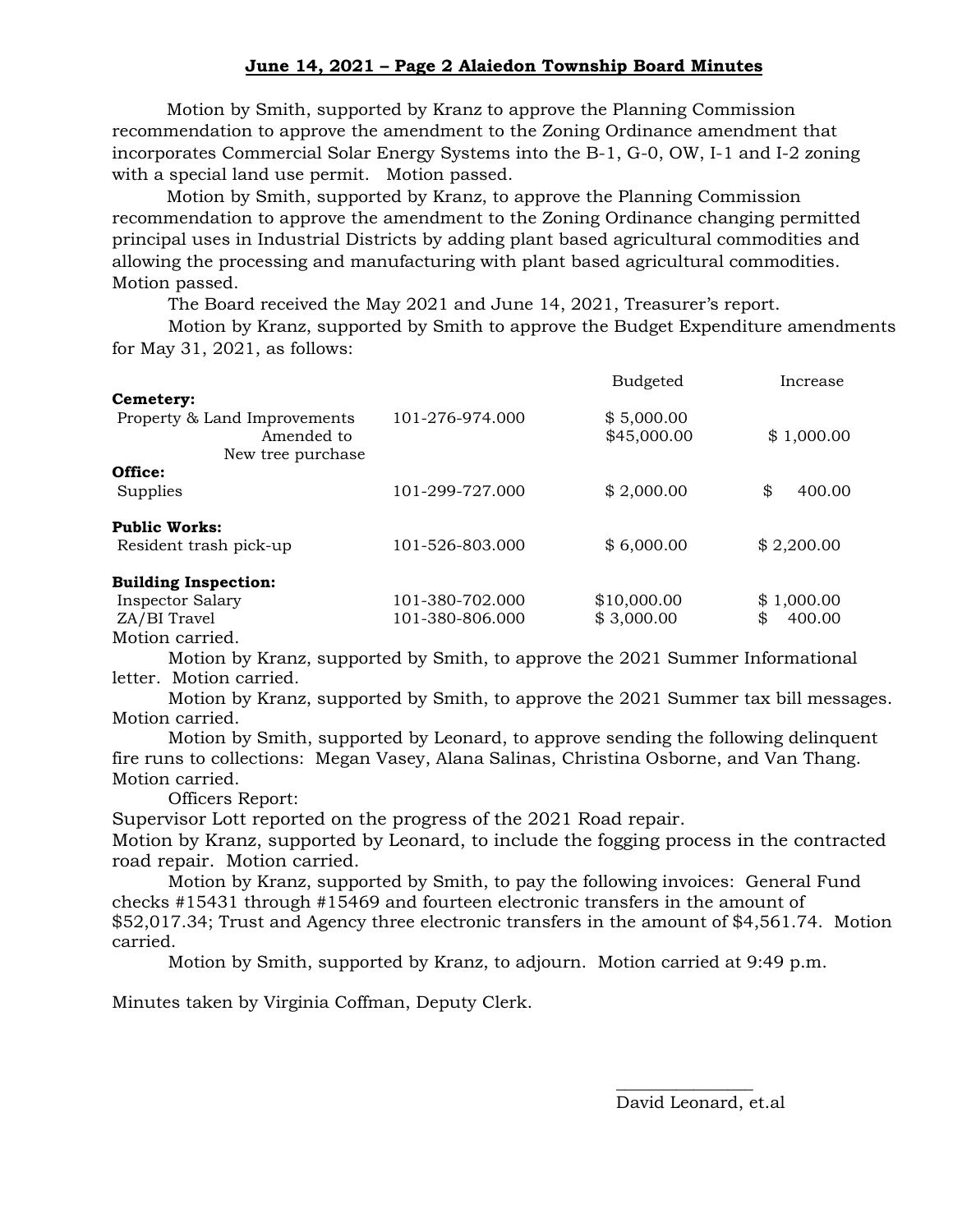**June 14, 2021 – Page 2 Alaiedon Township Board Minutes**

Motion by Smith, supported by Kranz to approve the Planning Commission recommendation to approve the amendment to the Zoning Ordinance amendment that incorporates Commercial Solar Energy Systems into the B-1, G-0, OW, I-1 and I-2 zoning with a special land use permit. Motion passed.

Motion by Smith, supported by Kranz, to approve the Planning Commission recommendation to approve the amendment to the Zoning Ordinance changing permitted principal uses in Industrial Districts by adding plant based agricultural commodities and allowing the processing and manufacturing with plant based agricultural commodities. Motion passed.

The Board received the May 2021 and June 14, 2021, Treasurer's report.

Motion by Kranz, supported by Smith to approve the Budget Expenditure amendments for May 31, 2021, as follows:

| | | Budgeted | Increase |
|---|---|---|---|
| **Cemetery:** | | | |
| Property & Land Improvements | 101-276-974.000 | $ 5,000.00 | |
| Amended to | | $45,000.00 | $ 1,000.00 |
| New tree purchase | | | |
| **Office:** | | | |
| Supplies | 101-299-727.000 | $ 2,000.00 | $ 400.00 |
| **Public Works:** | | | |
| Resident trash pick-up | 101-526-803.000 | $ 6,000.00 | $ 2,200.00 |
| **Building Inspection:** | | | |
| Inspector Salary | 101-380-702.000 | $10,000.00 | $ 1,000.00 |
| ZA/BI Travel | 101-380-806.000 | $ 3,000.00 | $ 400.00 |

Motion carried.

Motion by Kranz, supported by Smith, to approve the 2021 Summer Informational letter. Motion carried.

Motion by Kranz, supported by Smith, to approve the 2021 Summer tax bill messages. Motion carried.

Motion by Smith, supported by Leonard, to approve sending the following delinquent fire runs to collections: Megan Vasey, Alana Salinas, Christina Osborne, and Van Thang. Motion carried.

Officers Report:

Supervisor Lott reported on the progress of the 2021 Road repair.

Motion by Kranz, supported by Leonard, to include the fogging process in the contracted road repair. Motion carried.

Motion by Kranz, supported by Smith, to pay the following invoices: General Fund checks #15431 through #15469 and fourteen electronic transfers in the amount of $52,017.34; Trust and Agency three electronic transfers in the amount of $4,561.74. Motion carried.

Motion by Smith, supported by Kranz, to adjourn. Motion carried at 9:49 p.m.

Minutes taken by Virginia Coffman, Deputy Clerk.

\_\_\_\_\_\_\_\_\_\_\_\_\_\_\_\_

David Leonard, et.al